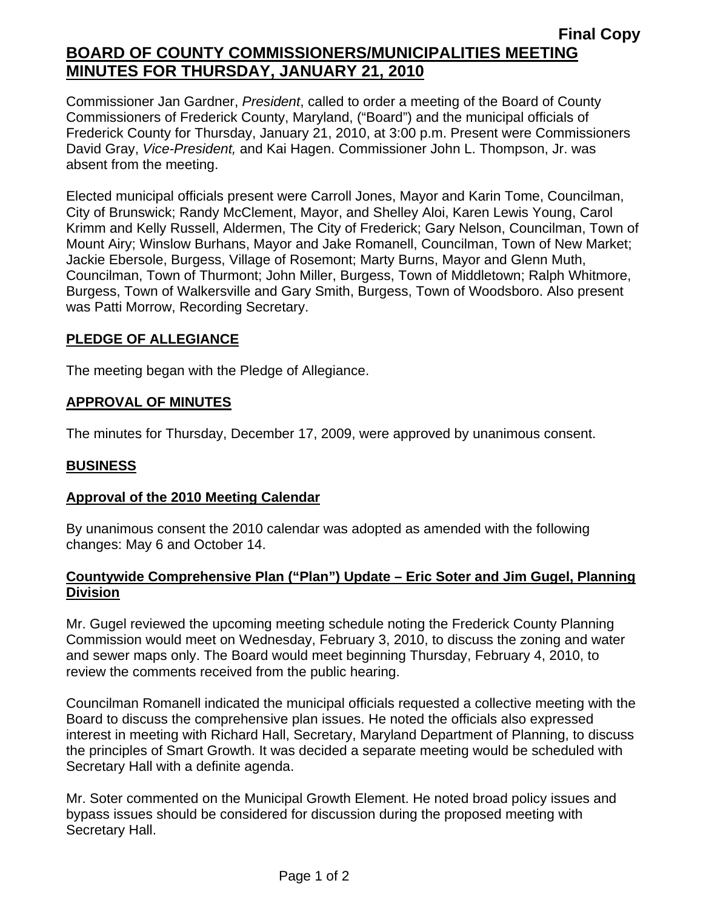**Final Copy**

# BOARD OF COUNTY COMMISSIONERS/MUNICIPALITIES MEETING MINUTES FOR THURSDAY, JANUARY 21, 2010

Commissioner Jan Gardner, *President*, called to order a meeting of the Board of County Commissioners of Frederick County, Maryland, ("Board") and the municipal officials of Frederick County for Thursday, January 21, 2010, at 3:00 p.m. Present were Commissioners David Gray, *Vice-President,* and Kai Hagen. Commissioner John L. Thompson, Jr. was absent from the meeting.

Elected municipal officials present were Carroll Jones, Mayor and Karin Tome, Councilman, City of Brunswick; Randy McClement, Mayor, and Shelley Aloi, Karen Lewis Young, Carol Krimm and Kelly Russell, Aldermen, The City of Frederick; Gary Nelson, Councilman, Town of Mount Airy; Winslow Burhans, Mayor and Jake Romanell, Councilman, Town of New Market; Jackie Ebersole, Burgess, Village of Rosemont; Marty Burns, Mayor and Glenn Muth, Councilman, Town of Thurmont; John Miller, Burgess, Town of Middletown; Ralph Whitmore, Burgess, Town of Walkersville and Gary Smith, Burgess, Town of Woodsboro. Also present was Patti Morrow, Recording Secretary.

## PLEDGE OF ALLEGIANCE

The meeting began with the Pledge of Allegiance.

## APPROVAL OF MINUTES

The minutes for Thursday, December 17, 2009, were approved by unanimous consent.

## BUSINESS

### Approval of the 2010 Meeting Calendar

By unanimous consent the 2010 calendar was adopted as amended with the following changes: May 6 and October 14.

### Countywide Comprehensive Plan ("Plan") Update – Eric Soter and Jim Gugel, Planning Division

Mr. Gugel reviewed the upcoming meeting schedule noting the Frederick County Planning Commission would meet on Wednesday, February 3, 2010, to discuss the zoning and water and sewer maps only. The Board would meet beginning Thursday, February 4, 2010, to review the comments received from the public hearing.

Councilman Romanell indicated the municipal officials requested a collective meeting with the Board to discuss the comprehensive plan issues. He noted the officials also expressed interest in meeting with Richard Hall, Secretary, Maryland Department of Planning, to discuss the principles of Smart Growth. It was decided a separate meeting would be scheduled with Secretary Hall with a definite agenda.

Mr. Soter commented on the Municipal Growth Element. He noted broad policy issues and bypass issues should be considered for discussion during the proposed meeting with Secretary Hall.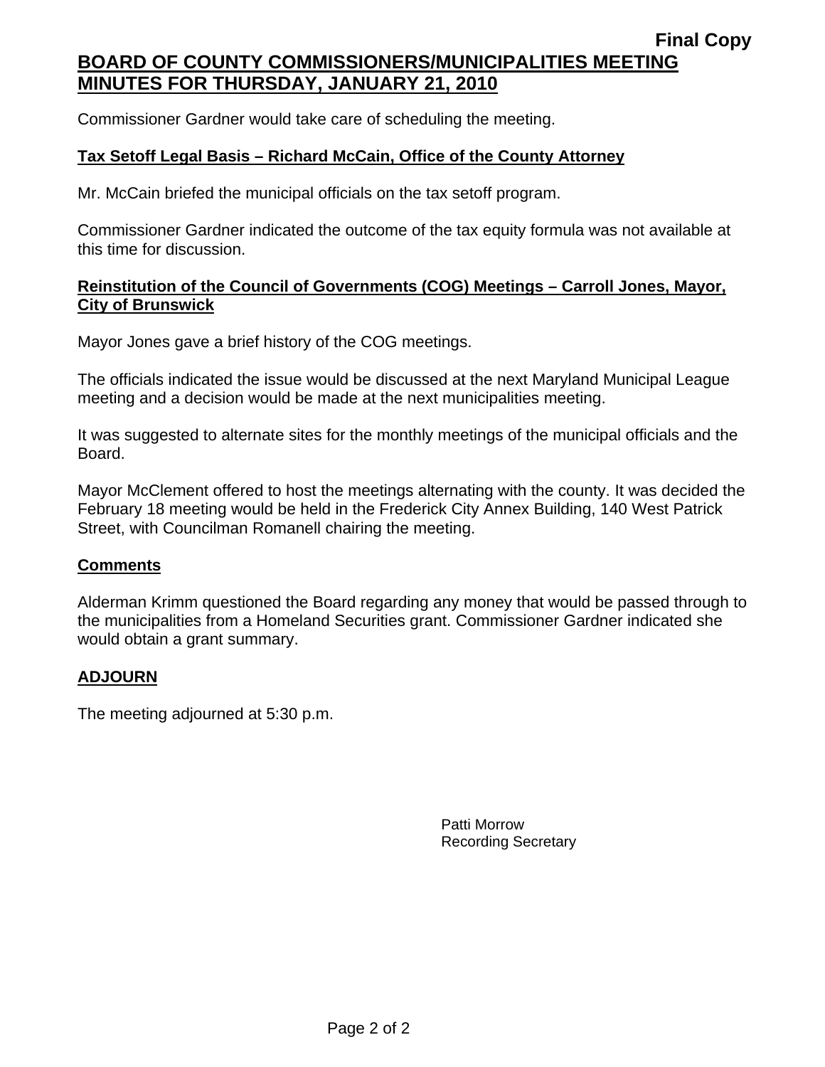Final Copy

# BOARD OF COUNTY COMMISSIONERS/MUNICIPALITIES MEETING MINUTES FOR THURSDAY, JANUARY 21, 2010

Commissioner Gardner would take care of scheduling the meeting.

## Tax Setoff Legal Basis – Richard McCain, Office of the County Attorney

Mr. McCain briefed the municipal officials on the tax setoff program.

Commissioner Gardner indicated the outcome of the tax equity formula was not available at this time for discussion.

## Reinstitution of the Council of Governments (COG) Meetings – Carroll Jones, Mayor, City of Brunswick

Mayor Jones gave a brief history of the COG meetings.

The officials indicated the issue would be discussed at the next Maryland Municipal League meeting and a decision would be made at the next municipalities meeting.

It was suggested to alternate sites for the monthly meetings of the municipal officials and the Board.

Mayor McClement offered to host the meetings alternating with the county. It was decided the February 18 meeting would be held in the Frederick City Annex Building, 140 West Patrick Street, with Councilman Romanell chairing the meeting.

## Comments

Alderman Krimm questioned the Board regarding any money that would be passed through to the municipalities from a Homeland Securities grant. Commissioner Gardner indicated she would obtain a grant summary.

## ADJOURN

The meeting adjourned at 5:30 p.m.

Patti Morrow
Recording Secretary